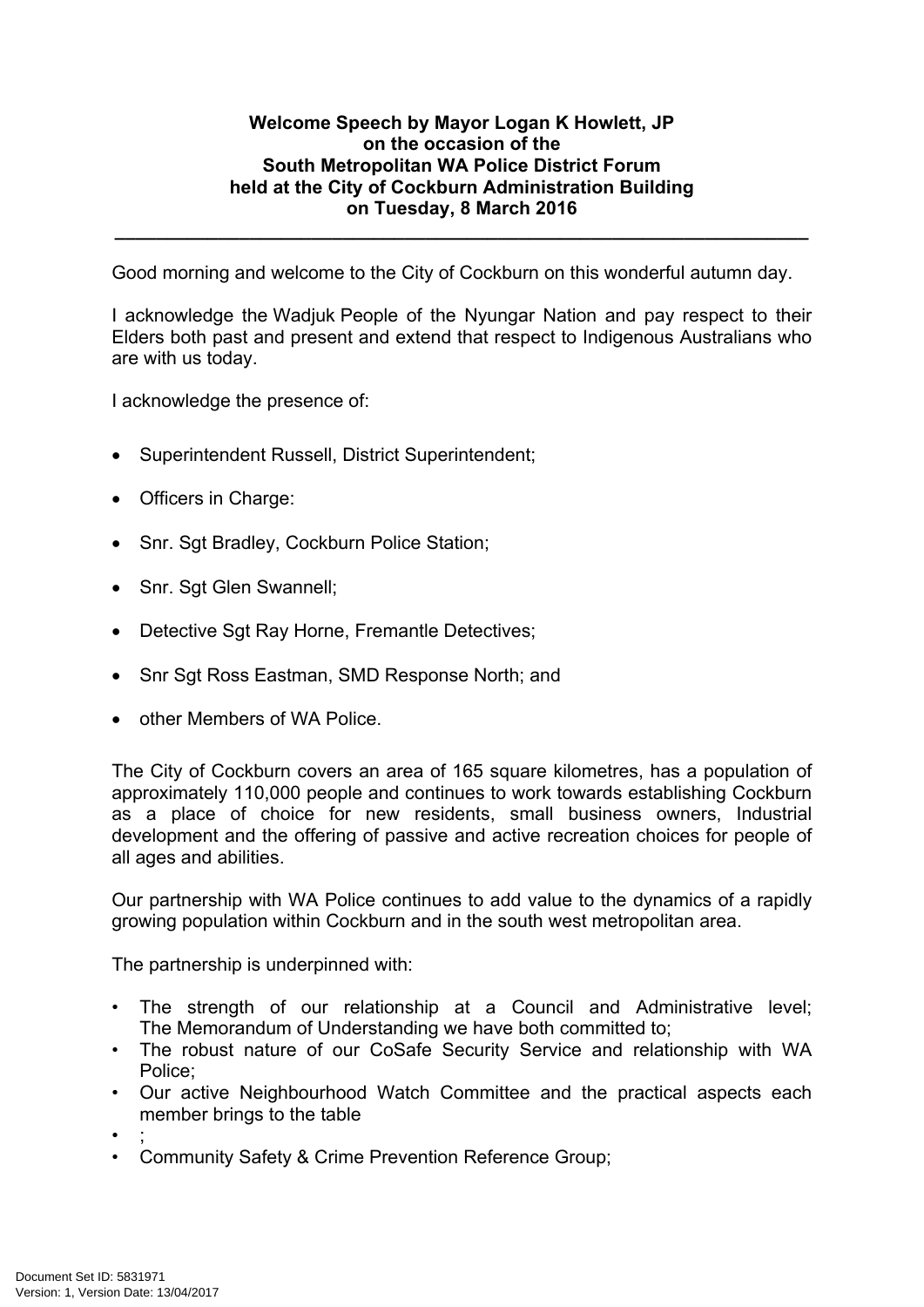**Welcome Speech by Mayor Logan K Howlett, JP**
**on the occasion of the**
**South Metropolitan WA Police District Forum**
**held at the City of Cockburn Administration Building**
**on Tuesday, 8 March 2016**

---

Good morning and welcome to the City of Cockburn on this wonderful autumn day.

I acknowledge the Wadjuk People of the Nyungar Nation and pay respect to their Elders both past and present and extend that respect to Indigenous Australians who are with us today.

I acknowledge the presence of:

- Superintendent Russell, District Superintendent;
- Officers in Charge:
- Snr. Sgt Bradley, Cockburn Police Station;
- Snr. Sgt Glen Swannell;
- Detective Sgt Ray Horne, Fremantle Detectives;
- Snr Sgt Ross Eastman, SMD Response North; and
- other Members of WA Police.

The City of Cockburn covers an area of 165 square kilometres, has a population of approximately 110,000 people and continues to work towards establishing Cockburn as a place of choice for new residents, small business owners, Industrial development and the offering of passive and active recreation choices for people of all ages and abilities.

Our partnership with WA Police continues to add value to the dynamics of a rapidly growing population within Cockburn and in the south west metropolitan area.

The partnership is underpinned with:

- The strength of our relationship at a Council and Administrative level; The Memorandum of Understanding we have both committed to;
- The robust nature of our CoSafe Security Service and relationship with WA Police;
- Our active Neighbourhood Watch Committee and the practical aspects each member brings to the table
- ;
- Community Safety & Crime Prevention Reference Group;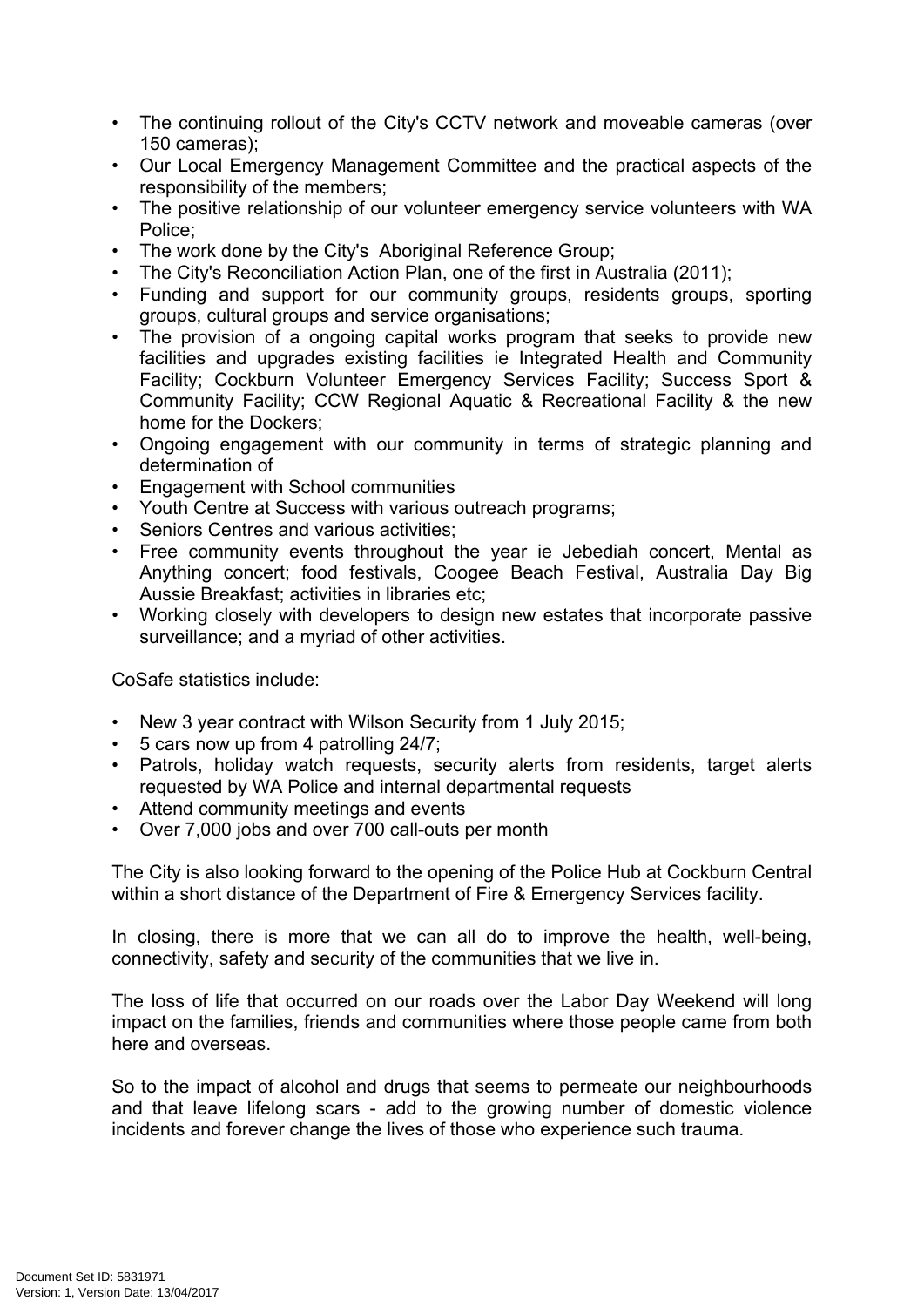- The continuing rollout of the City's CCTV network and moveable cameras (over 150 cameras);
- Our Local Emergency Management Committee and the practical aspects of the responsibility of the members;
- The positive relationship of our volunteer emergency service volunteers with WA Police;
- The work done by the City's Aboriginal Reference Group;
- The City's Reconciliation Action Plan, one of the first in Australia (2011);
- Funding and support for our community groups, residents groups, sporting groups, cultural groups and service organisations;
- The provision of a ongoing capital works program that seeks to provide new facilities and upgrades existing facilities ie Integrated Health and Community Facility; Cockburn Volunteer Emergency Services Facility; Success Sport & Community Facility; CCW Regional Aquatic & Recreational Facility & the new home for the Dockers;
- Ongoing engagement with our community in terms of strategic planning and determination of
- Engagement with School communities
- Youth Centre at Success with various outreach programs;
- Seniors Centres and various activities;
- Free community events throughout the year ie Jebediah concert, Mental as Anything concert; food festivals, Coogee Beach Festival, Australia Day Big Aussie Breakfast; activities in libraries etc;
- Working closely with developers to design new estates that incorporate passive surveillance; and a myriad of other activities.

CoSafe statistics include:

- New 3 year contract with Wilson Security from 1 July 2015;
- 5 cars now up from 4 patrolling 24/7;
- Patrols, holiday watch requests, security alerts from residents, target alerts requested by WA Police and internal departmental requests
- Attend community meetings and events
- Over 7,000 jobs and over 700 call-outs per month

The City is also looking forward to the opening of the Police Hub at Cockburn Central within a short distance of the Department of Fire & Emergency Services facility.

In closing, there is more that we can all do to improve the health, well-being, connectivity, safety and security of the communities that we live in.

The loss of life that occurred on our roads over the Labor Day Weekend will long impact on the families, friends and communities where those people came from both here and overseas.

So to the impact of alcohol and drugs that seems to permeate our neighbourhoods and that leave lifelong scars - add to the growing number of domestic violence incidents and forever change the lives of those who experience such trauma.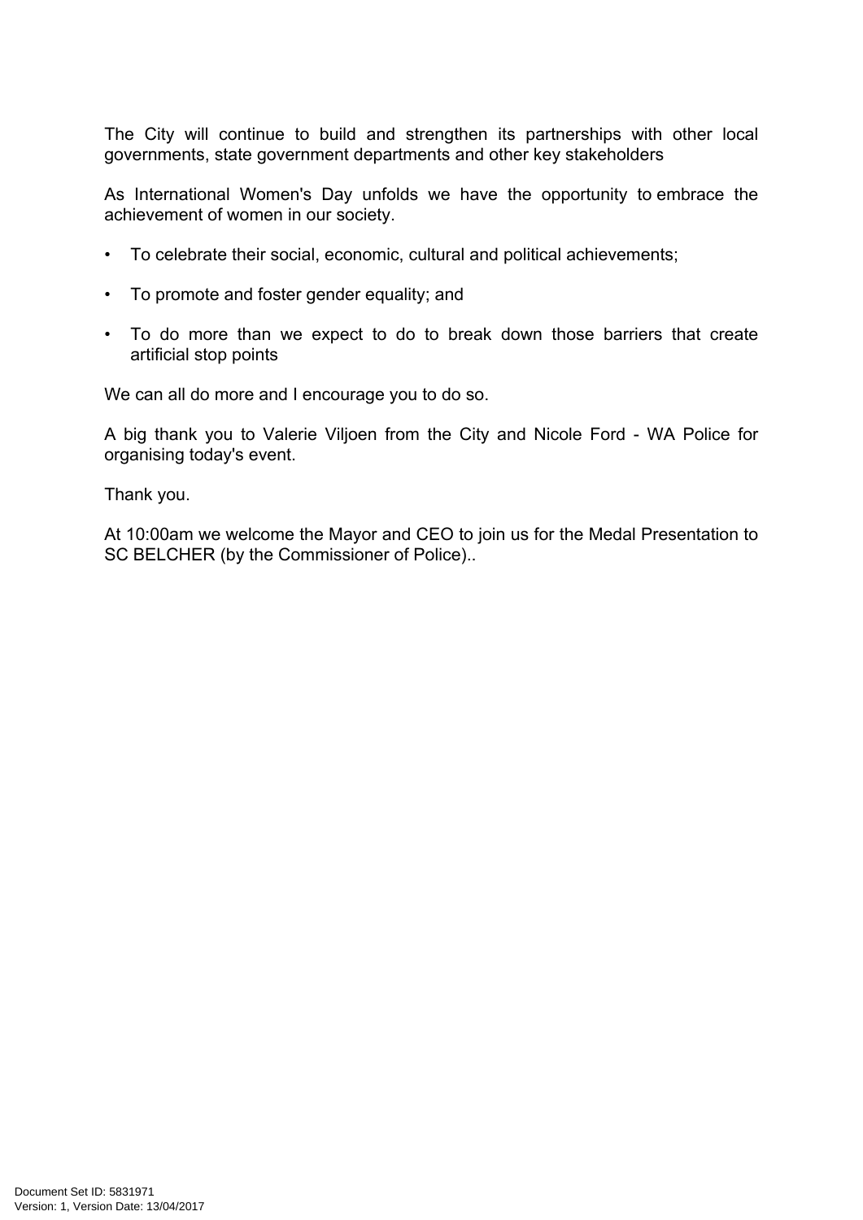The City will continue to build and strengthen its partnerships with other local governments, state government departments and other key stakeholders

As International Women's Day unfolds we have the opportunity to embrace the achievement of women in our society.

- To celebrate their social, economic, cultural and political achievements;
- To promote and foster gender equality; and
- To do more than we expect to do to break down those barriers that create artificial stop points

We can all do more and I encourage you to do so.

A big thank you to Valerie Viljoen from the City and Nicole Ford - WA Police for organising today's event.

Thank you.

At 10:00am we welcome the Mayor and CEO to join us for the Medal Presentation to SC BELCHER (by the Commissioner of Police)..

Document Set ID: 5831971
Version: 1, Version Date: 13/04/2017